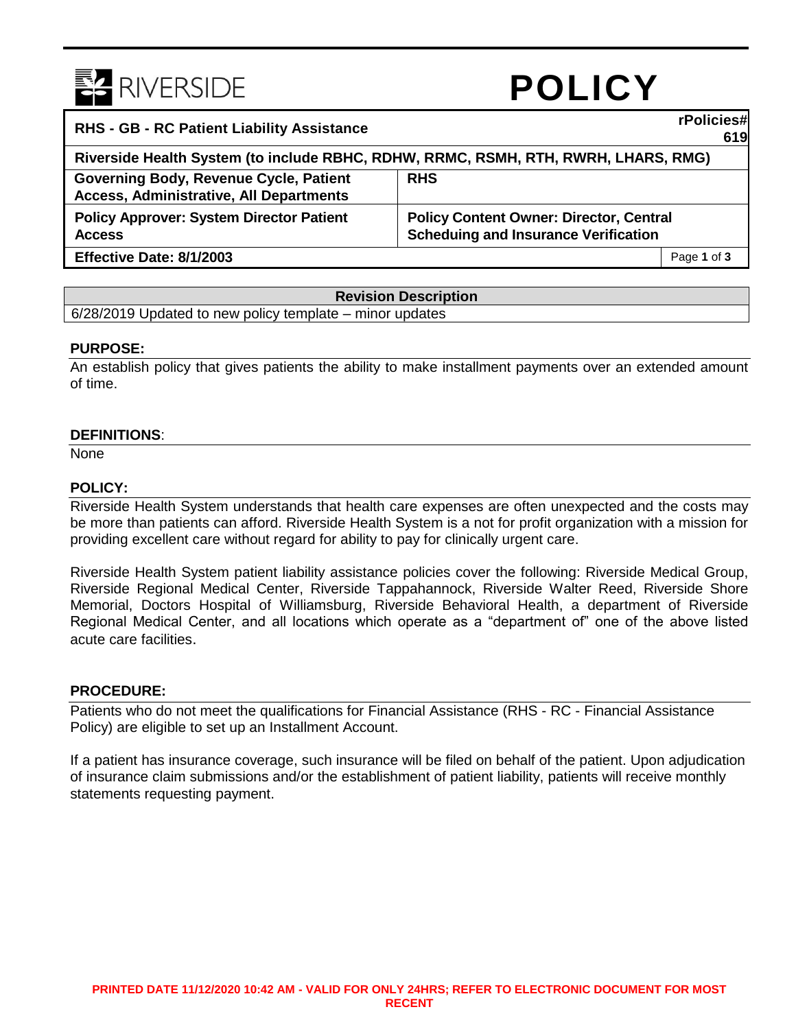RIVERSIDE

# POLICY

| RHS - GB - RC Patient Liability Assistance | | rPolicies# 619 |
|---|---|---|
| Riverside Health System (to include RBHC, RDHW, RRMC, RSMH, RTH, RWRH, LHARS, RMG) | | |
| Governing Body, Revenue Cycle, Patient Access, Administrative, All Departments | RHS | |
| Policy Approver: System Director Patient Access | Policy Content Owner: Director, Central Scheduling and Insurance Verification | |
| Effective Date: 8/1/2003 | | Page 1 of 3 |

| Revision Description |
|---|
| 6/28/2019 Updated to new policy template – minor updates |

## PURPOSE:

An establish policy that gives patients the ability to make installment payments over an extended amount of time.

## DEFINITIONS:

None

## POLICY:

Riverside Health System understands that health care expenses are often unexpected and the costs may be more than patients can afford. Riverside Health System is a not for profit organization with a mission for providing excellent care without regard for ability to pay for clinically urgent care.

Riverside Health System patient liability assistance policies cover the following: Riverside Medical Group, Riverside Regional Medical Center, Riverside Tappahannock, Riverside Walter Reed, Riverside Shore Memorial, Doctors Hospital of Williamsburg, Riverside Behavioral Health, a department of Riverside Regional Medical Center, and all locations which operate as a "department of" one of the above listed acute care facilities.

## PROCEDURE:

Patients who do not meet the qualifications for Financial Assistance (RHS - RC - Financial Assistance Policy) are eligible to set up an Installment Account.

If a patient has insurance coverage, such insurance will be filed on behalf of the patient. Upon adjudication of insurance claim submissions and/or the establishment of patient liability, patients will receive monthly statements requesting payment.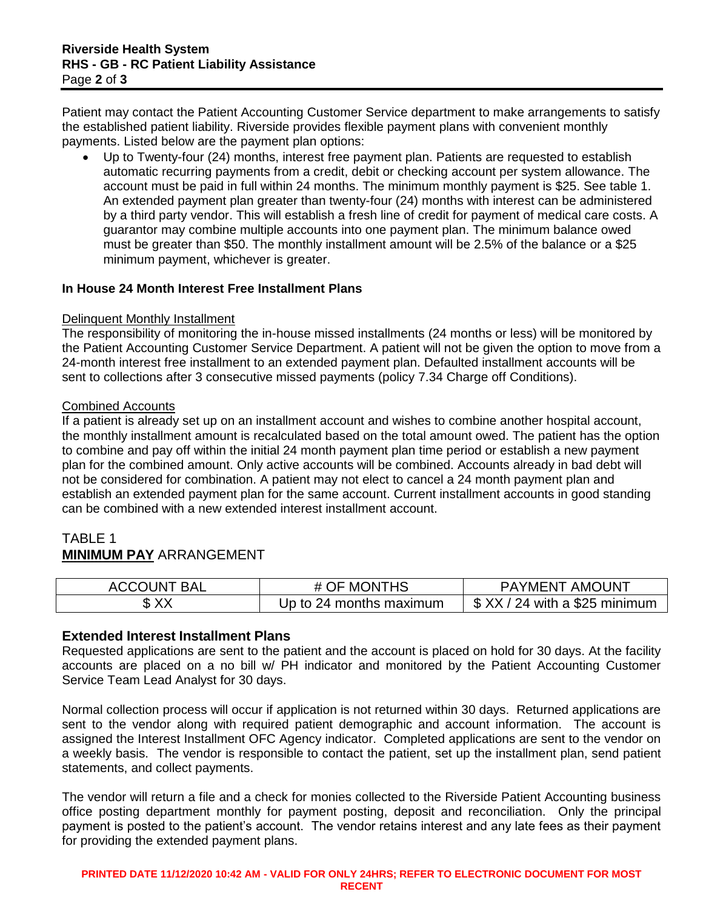Patient may contact the Patient Accounting Customer Service department to make arrangements to satisfy the established patient liability. Riverside provides flexible payment plans with convenient monthly payments. Listed below are the payment plan options:

- Up to Twenty-four (24) months, interest free payment plan. Patients are requested to establish automatic recurring payments from a credit, debit or checking account per system allowance. The account must be paid in full within 24 months. The minimum monthly payment is $25. See table 1. An extended payment plan greater than twenty-four (24) months with interest can be administered by a third party vendor. This will establish a fresh line of credit for payment of medical care costs. A guarantor may combine multiple accounts into one payment plan. The minimum balance owed must be greater than $50. The monthly installment amount will be 2.5% of the balance or a $25 minimum payment, whichever is greater.

## In House 24 Month Interest Free Installment Plans

### Delinquent Monthly Installment

The responsibility of monitoring the in-house missed installments (24 months or less) will be monitored by the Patient Accounting Customer Service Department. A patient will not be given the option to move from a 24-month interest free installment to an extended payment plan. Defaulted installment accounts will be sent to collections after 3 consecutive missed payments (policy 7.34 Charge off Conditions).

### Combined Accounts

If a patient is already set up on an installment account and wishes to combine another hospital account, the monthly installment amount is recalculated based on the total amount owed. The patient has the option to combine and pay off within the initial 24 month payment plan time period or establish a new payment plan for the combined amount. Only active accounts will be combined. Accounts already in bad debt will not be considered for combination. A patient may not elect to cancel a 24 month payment plan and establish an extended payment plan for the same account. Current installment accounts in good standing can be combined with a new extended interest installment account.

TABLE 1
**MINIMUM PAY** ARRANGEMENT

| ACCOUNT BAL | # OF MONTHS | PAYMENT AMOUNT |
|---|---|---|
| $ XX | Up to 24 months maximum | $ XX / 24 with a $25 minimum |

## Extended Interest Installment Plans

Requested applications are sent to the patient and the account is placed on hold for 30 days. At the facility accounts are placed on a no bill w/ PH indicator and monitored by the Patient Accounting Customer Service Team Lead Analyst for 30 days.

Normal collection process will occur if application is not returned within 30 days. Returned applications are sent to the vendor along with required patient demographic and account information. The account is assigned the Interest Installment OFC Agency indicator. Completed applications are sent to the vendor on a weekly basis. The vendor is responsible to contact the patient, set up the installment plan, send patient statements, and collect payments.

The vendor will return a file and a check for monies collected to the Riverside Patient Accounting business office posting department monthly for payment posting, deposit and reconciliation. Only the principal payment is posted to the patient's account. The vendor retains interest and any late fees as their payment for providing the extended payment plans.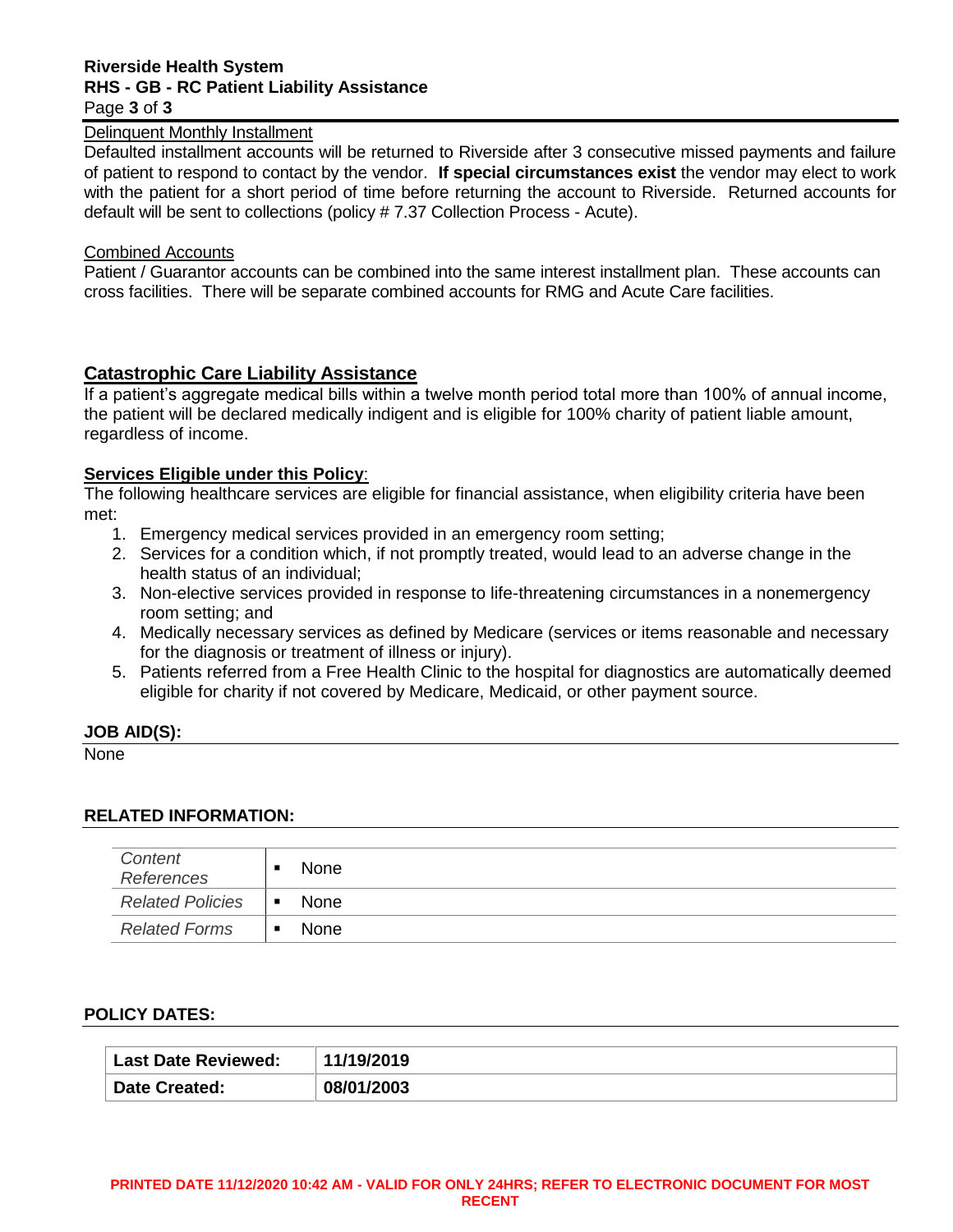Delinquent Monthly Installment

Defaulted installment accounts will be returned to Riverside after 3 consecutive missed payments and failure of patient to respond to contact by the vendor. **If special circumstances exist** the vendor may elect to work with the patient for a short period of time before returning the account to Riverside. Returned accounts for default will be sent to collections (policy # 7.37 Collection Process - Acute).

Combined Accounts

Patient / Guarantor accounts can be combined into the same interest installment plan. These accounts can cross facilities. There will be separate combined accounts for RMG and Acute Care facilities.

## Catastrophic Care Liability Assistance

If a patient's aggregate medical bills within a twelve month period total more than 100% of annual income, the patient will be declared medically indigent and is eligible for 100% charity of patient liable amount, regardless of income.

**Services Eligible under this Policy**:

The following healthcare services are eligible for financial assistance, when eligibility criteria have been met:

1. Emergency medical services provided in an emergency room setting;
2. Services for a condition which, if not promptly treated, would lead to an adverse change in the health status of an individual;
3. Non-elective services provided in response to life-threatening circumstances in a nonemergency room setting; and
4. Medically necessary services as defined by Medicare (services or items reasonable and necessary for the diagnosis or treatment of illness or injury).
5. Patients referred from a Free Health Clinic to the hospital for diagnostics are automatically deemed eligible for charity if not covered by Medicare, Medicaid, or other payment source.

### JOB AID(S):

None

### RELATED INFORMATION:

| | |
|---|---|
| *Content References* | ▪ None |
| *Related Policies* | ▪ None |
| *Related Forms* | ▪ None |

### POLICY DATES:

| | |
|---|---|
| **Last Date Reviewed:** | **11/19/2019** |
| **Date Created:** | **08/01/2003** |

PRINTED DATE 11/12/2020 10:42 AM - VALID FOR ONLY 24HRS; REFER TO ELECTRONIC DOCUMENT FOR MOST RECENT